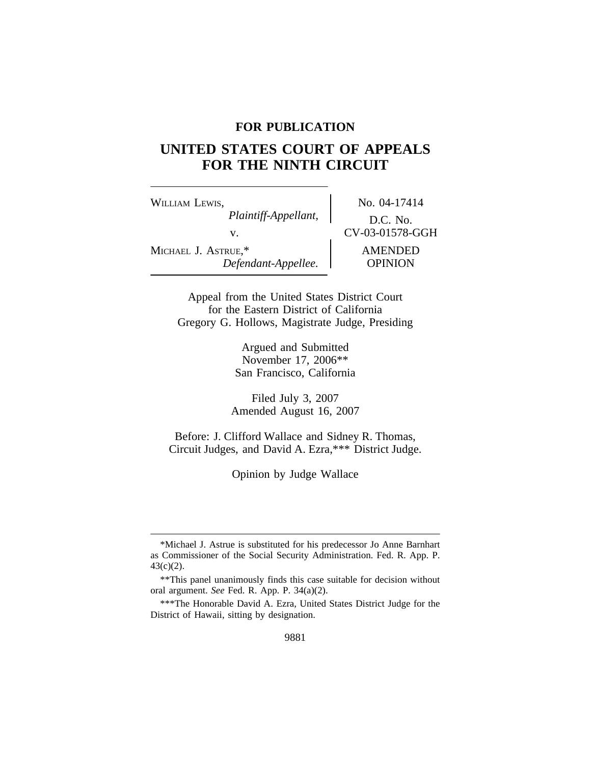**FOR PUBLICATION**

# UNITED STATES COURT OF APPEALS FOR THE NINTH CIRCUIT

| | |
|---|---|
| WILLIAM LEWIS, *Plaintiff-Appellant,* v. MICHAEL J. ASTRUE,* *Defendant-Appellee.* | No. 04-17414 D.C. No. CV-03-01578-GGH AMENDED OPINION |

Appeal from the United States District Court for the Eastern District of California
Gregory G. Hollows, Magistrate Judge, Presiding

Argued and Submitted
November 17, 2006**
San Francisco, California

Filed July 3, 2007
Amended August 16, 2007

Before: J. Clifford Wallace and Sidney R. Thomas, Circuit Judges, and David A. Ezra,*** District Judge.

Opinion by Judge Wallace

---

*Michael J. Astrue is substituted for his predecessor Jo Anne Barnhart as Commissioner of the Social Security Administration. Fed. R. App. P. 43(c)(2).

**This panel unanimously finds this case suitable for decision without oral argument. *See* Fed. R. App. P. 34(a)(2).

***The Honorable David A. Ezra, United States District Judge for the District of Hawaii, sitting by designation.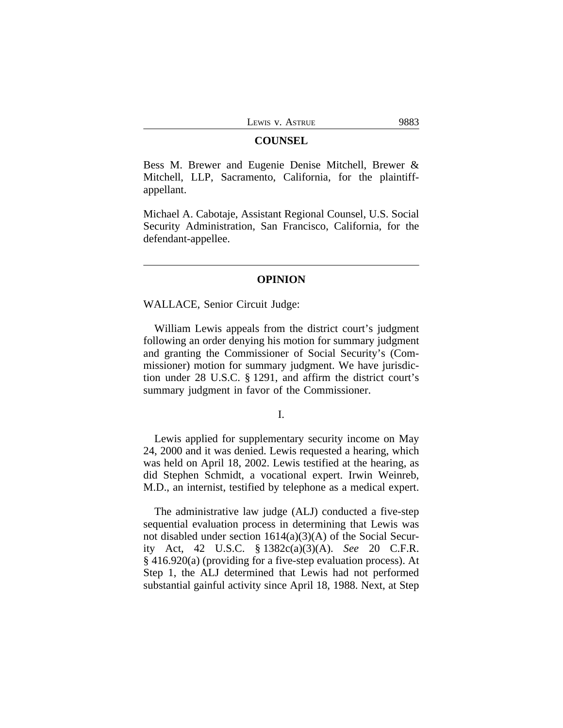## COUNSEL

Bess M. Brewer and Eugenie Denise Mitchell, Brewer & Mitchell, LLP, Sacramento, California, for the plaintiff-appellant.

Michael A. Cabotaje, Assistant Regional Counsel, U.S. Social Security Administration, San Francisco, California, for the defendant-appellee.

---

## OPINION

WALLACE, Senior Circuit Judge:

William Lewis appeals from the district court's judgment following an order denying his motion for summary judgment and granting the Commissioner of Social Security's (Commissioner) motion for summary judgment. We have jurisdiction under 28 U.S.C. § 1291, and affirm the district court's summary judgment in favor of the Commissioner.

I.

Lewis applied for supplementary security income on May 24, 2000 and it was denied. Lewis requested a hearing, which was held on April 18, 2002. Lewis testified at the hearing, as did Stephen Schmidt, a vocational expert. Irwin Weinreb, M.D., an internist, testified by telephone as a medical expert.

The administrative law judge (ALJ) conducted a five-step sequential evaluation process in determining that Lewis was not disabled under section 1614(a)(3)(A) of the Social Security Act, 42 U.S.C. § 1382c(a)(3)(A). *See* 20 C.F.R. § 416.920(a) (providing for a five-step evaluation process). At Step 1, the ALJ determined that Lewis had not performed substantial gainful activity since April 18, 1988. Next, at Step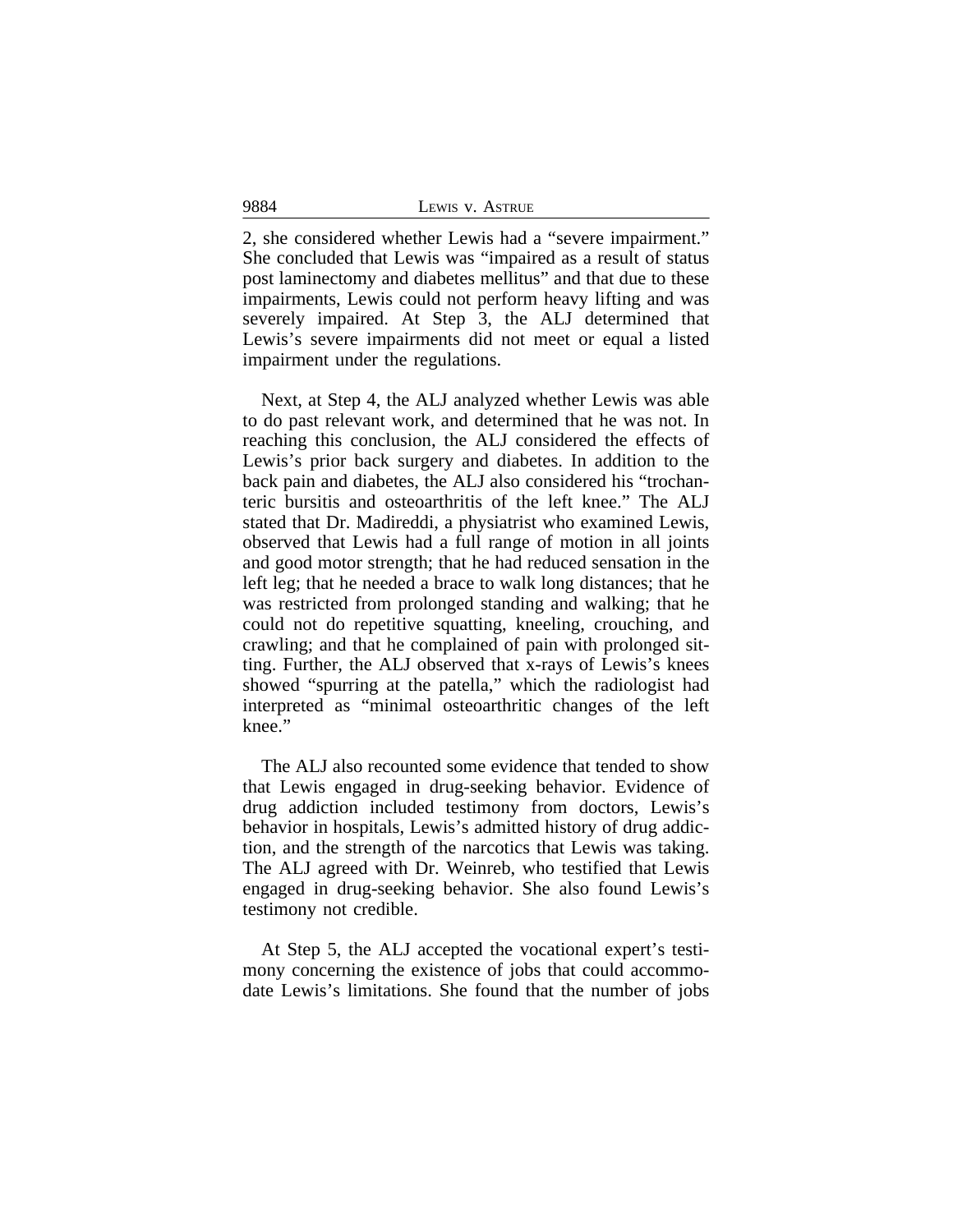2, she considered whether Lewis had a "severe impairment." She concluded that Lewis was "impaired as a result of status post laminectomy and diabetes mellitus" and that due to these impairments, Lewis could not perform heavy lifting and was severely impaired. At Step 3, the ALJ determined that Lewis's severe impairments did not meet or equal a listed impairment under the regulations.

Next, at Step 4, the ALJ analyzed whether Lewis was able to do past relevant work, and determined that he was not. In reaching this conclusion, the ALJ considered the effects of Lewis's prior back surgery and diabetes. In addition to the back pain and diabetes, the ALJ also considered his "trochanteric bursitis and osteoarthritis of the left knee." The ALJ stated that Dr. Madireddi, a physiatrist who examined Lewis, observed that Lewis had a full range of motion in all joints and good motor strength; that he had reduced sensation in the left leg; that he needed a brace to walk long distances; that he was restricted from prolonged standing and walking; that he could not do repetitive squatting, kneeling, crouching, and crawling; and that he complained of pain with prolonged sitting. Further, the ALJ observed that x-rays of Lewis's knees showed "spurring at the patella," which the radiologist had interpreted as "minimal osteoarthritic changes of the left knee."

The ALJ also recounted some evidence that tended to show that Lewis engaged in drug-seeking behavior. Evidence of drug addiction included testimony from doctors, Lewis's behavior in hospitals, Lewis's admitted history of drug addiction, and the strength of the narcotics that Lewis was taking. The ALJ agreed with Dr. Weinreb, who testified that Lewis engaged in drug-seeking behavior. She also found Lewis's testimony not credible.

At Step 5, the ALJ accepted the vocational expert's testimony concerning the existence of jobs that could accommodate Lewis's limitations. She found that the number of jobs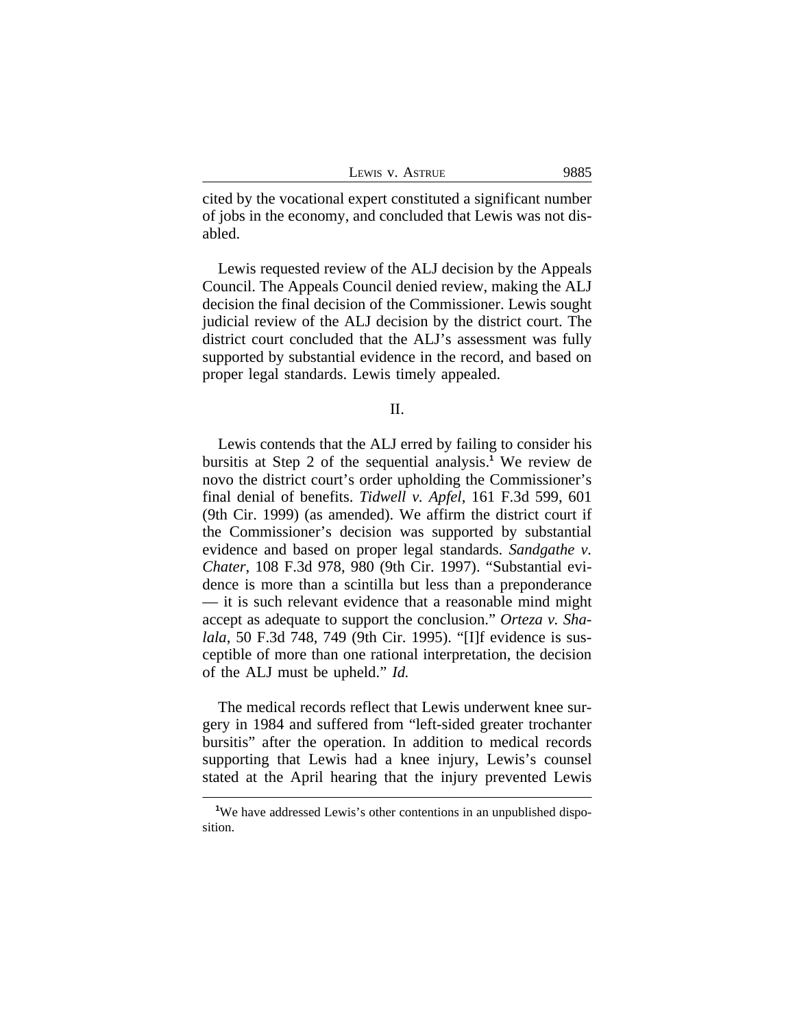cited by the vocational expert constituted a significant number of jobs in the economy, and concluded that Lewis was not disabled.

Lewis requested review of the ALJ decision by the Appeals Council. The Appeals Council denied review, making the ALJ decision the final decision of the Commissioner. Lewis sought judicial review of the ALJ decision by the district court. The district court concluded that the ALJ's assessment was fully supported by substantial evidence in the record, and based on proper legal standards. Lewis timely appealed.

## II.

Lewis contends that the ALJ erred by failing to consider his bursitis at Step 2 of the sequential analysis.[1] We review de novo the district court's order upholding the Commissioner's final denial of benefits. *Tidwell v. Apfel*, 161 F.3d 599, 601 (9th Cir. 1999) (as amended). We affirm the district court if the Commissioner's decision was supported by substantial evidence and based on proper legal standards. *Sandgathe v. Chater*, 108 F.3d 978, 980 (9th Cir. 1997). "Substantial evidence is more than a scintilla but less than a preponderance — it is such relevant evidence that a reasonable mind might accept as adequate to support the conclusion." *Orteza v. Shalala*, 50 F.3d 748, 749 (9th Cir. 1995). "[I]f evidence is susceptible of more than one rational interpretation, the decision of the ALJ must be upheld." *Id.*

The medical records reflect that Lewis underwent knee surgery in 1984 and suffered from "left-sided greater trochanter bursitis" after the operation. In addition to medical records supporting that Lewis had a knee injury, Lewis's counsel stated at the April hearing that the injury prevented Lewis

[1] We have addressed Lewis's other contentions in an unpublished disposition.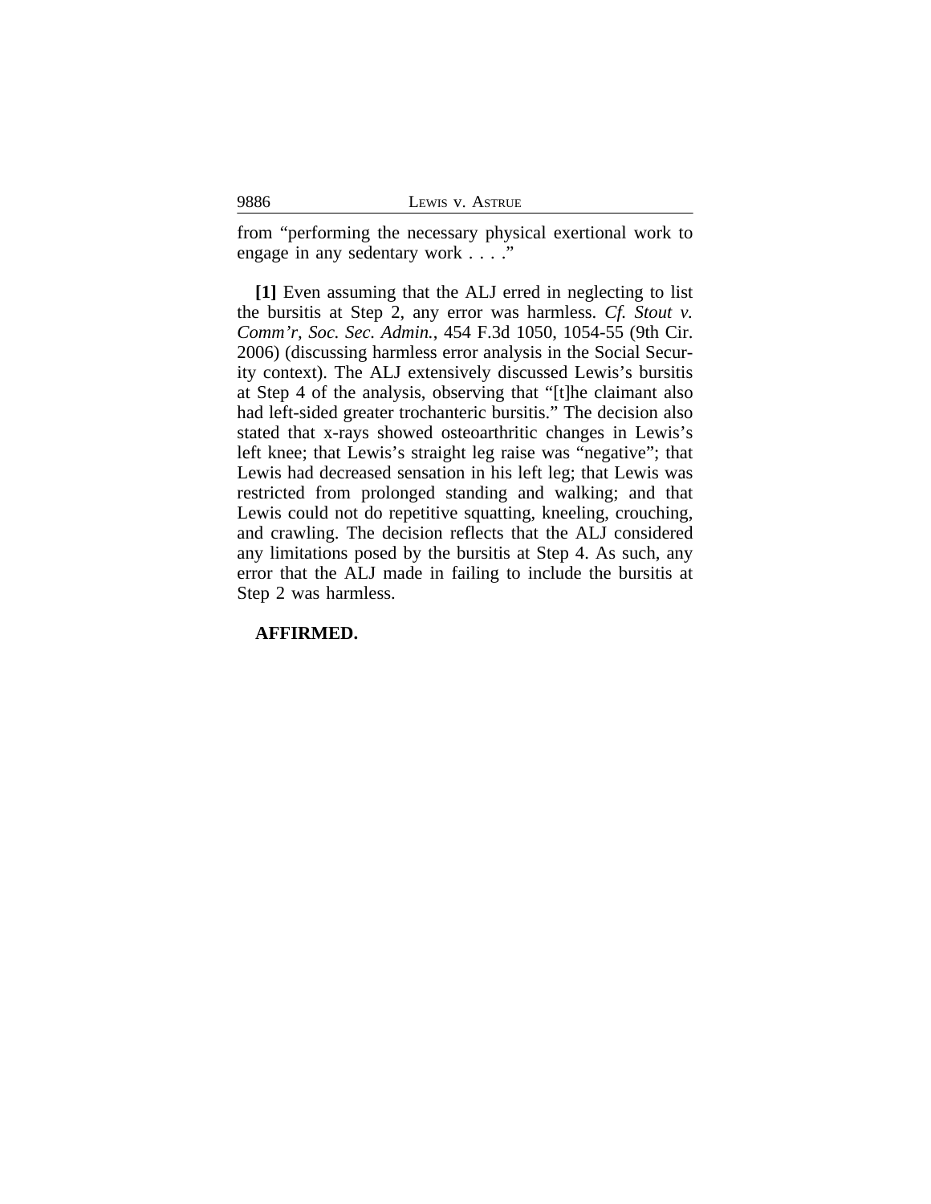from "performing the necessary physical exertional work to engage in any sedentary work . . . ."

**[1]** Even assuming that the ALJ erred in neglecting to list the bursitis at Step 2, any error was harmless. *Cf. Stout v. Comm'r, Soc. Sec. Admin.*, 454 F.3d 1050, 1054-55 (9th Cir. 2006) (discussing harmless error analysis in the Social Security context). The ALJ extensively discussed Lewis's bursitis at Step 4 of the analysis, observing that "[t]he claimant also had left-sided greater trochanteric bursitis." The decision also stated that x-rays showed osteoarthritic changes in Lewis's left knee; that Lewis's straight leg raise was "negative"; that Lewis had decreased sensation in his left leg; that Lewis was restricted from prolonged standing and walking; and that Lewis could not do repetitive squatting, kneeling, crouching, and crawling. The decision reflects that the ALJ considered any limitations posed by the bursitis at Step 4. As such, any error that the ALJ made in failing to include the bursitis at Step 2 was harmless.

**AFFIRMED.**